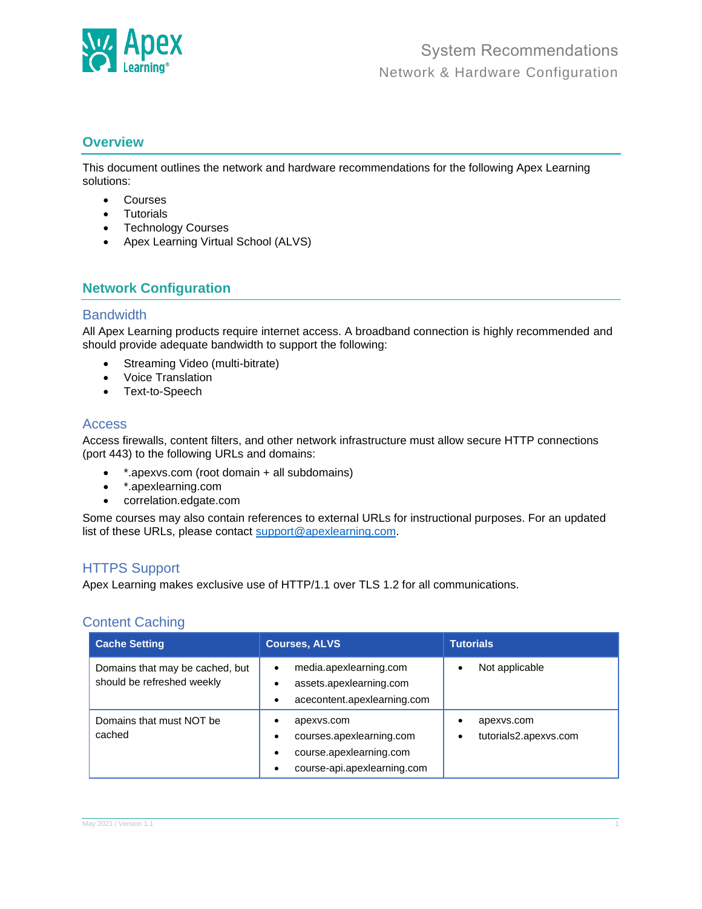# System Recommendations

## Network & Hardware Configuration

## Overview

This document outlines the network and hardware recommendations for the following Apex Learning solutions:

- Courses
- Tutorials
- Technology Courses
- Apex Learning Virtual School (ALVS)

## Network Configuration

### Bandwidth

All Apex Learning products require internet access. A broadband connection is highly recommended and should provide adequate bandwidth to support the following:

- Streaming Video (multi-bitrate)
- Voice Translation
- Text-to-Speech

### Access

Access firewalls, content filters, and other network infrastructure must allow secure HTTP connections (port 443) to the following URLs and domains:

- *.apexvs.com (root domain + all subdomains)
- *.apexlearning.com
- correlation.edgate.com

Some courses may also contain references to external URLs for instructional purposes. For an updated list of these URLs, please contact support@apexlearning.com.

### HTTPS Support

Apex Learning makes exclusive use of HTTP/1.1 over TLS 1.2 for all communications.

### Content Caching

| Cache Setting | Courses, ALVS | Tutorials |
|---|---|---|
| Domains that may be cached, but should be refreshed weekly | • media.apexlearning.com<br>• assets.apexlearning.com<br>• acecontent.apexlearning.com | • Not applicable |
| Domains that must NOT be cached | • apexvs.com<br>• courses.apexlearning.com<br>• course.apexlearning.com<br>• course-api.apexlearning.com | • apexvs.com<br>• tutorials2.apexvs.com |

May 2021 / Version 1.1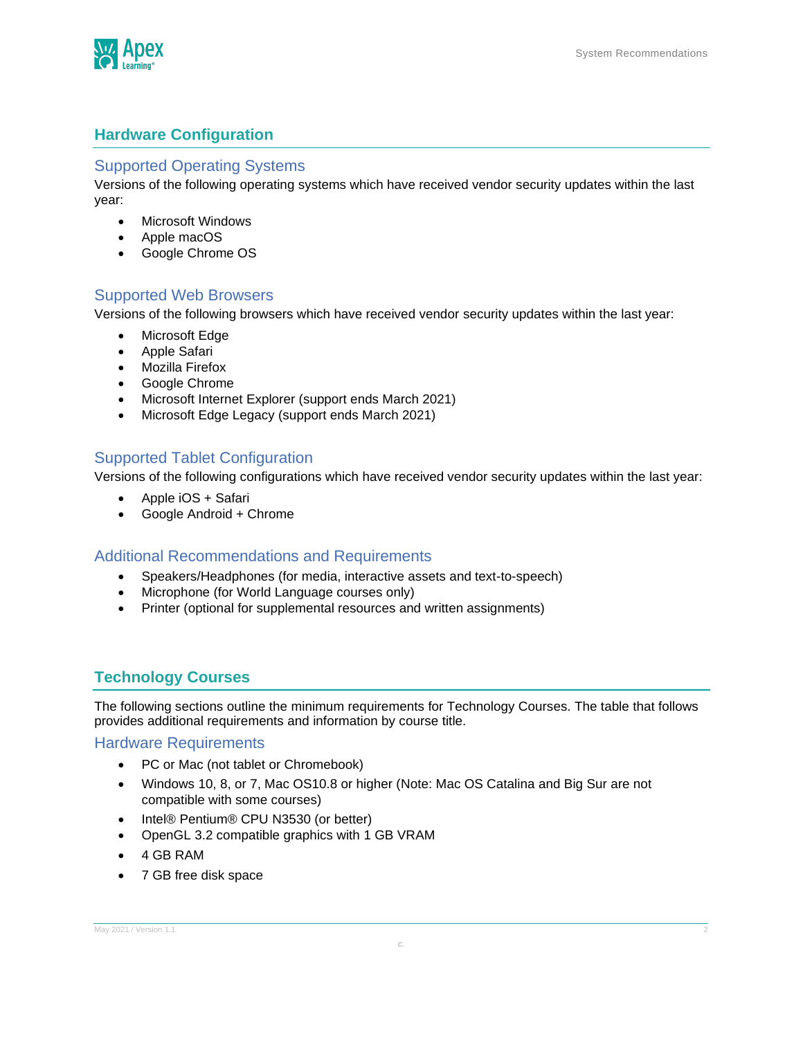## Hardware Configuration

### Supported Operating Systems

Versions of the following operating systems which have received vendor security updates within the last year:

- Microsoft Windows
- Apple macOS
- Google Chrome OS

### Supported Web Browsers

Versions of the following browsers which have received vendor security updates within the last year:

- Microsoft Edge
- Apple Safari
- Mozilla Firefox
- Google Chrome
- Microsoft Internet Explorer (support ends March 2021)
- Microsoft Edge Legacy (support ends March 2021)

### Supported Tablet Configuration

Versions of the following configurations which have received vendor security updates within the last year:

- Apple iOS + Safari
- Google Android + Chrome

### Additional Recommendations and Requirements

- Speakers/Headphones (for media, interactive assets and text-to-speech)
- Microphone (for World Language courses only)
- Printer (optional for supplemental resources and written assignments)

## Technology Courses

The following sections outline the minimum requirements for Technology Courses. The table that follows provides additional requirements and information by course title.

### Hardware Requirements

- PC or Mac (not tablet or Chromebook)
- Windows 10, 8, or 7, Mac OS10.8 or higher (Note: Mac OS Catalina and Big Sur are not compatible with some courses)
- Intel® Pentium® CPU N3530 (or better)
- OpenGL 3.2 compatible graphics with 1 GB VRAM
- 4 GB RAM
- 7 GB free disk space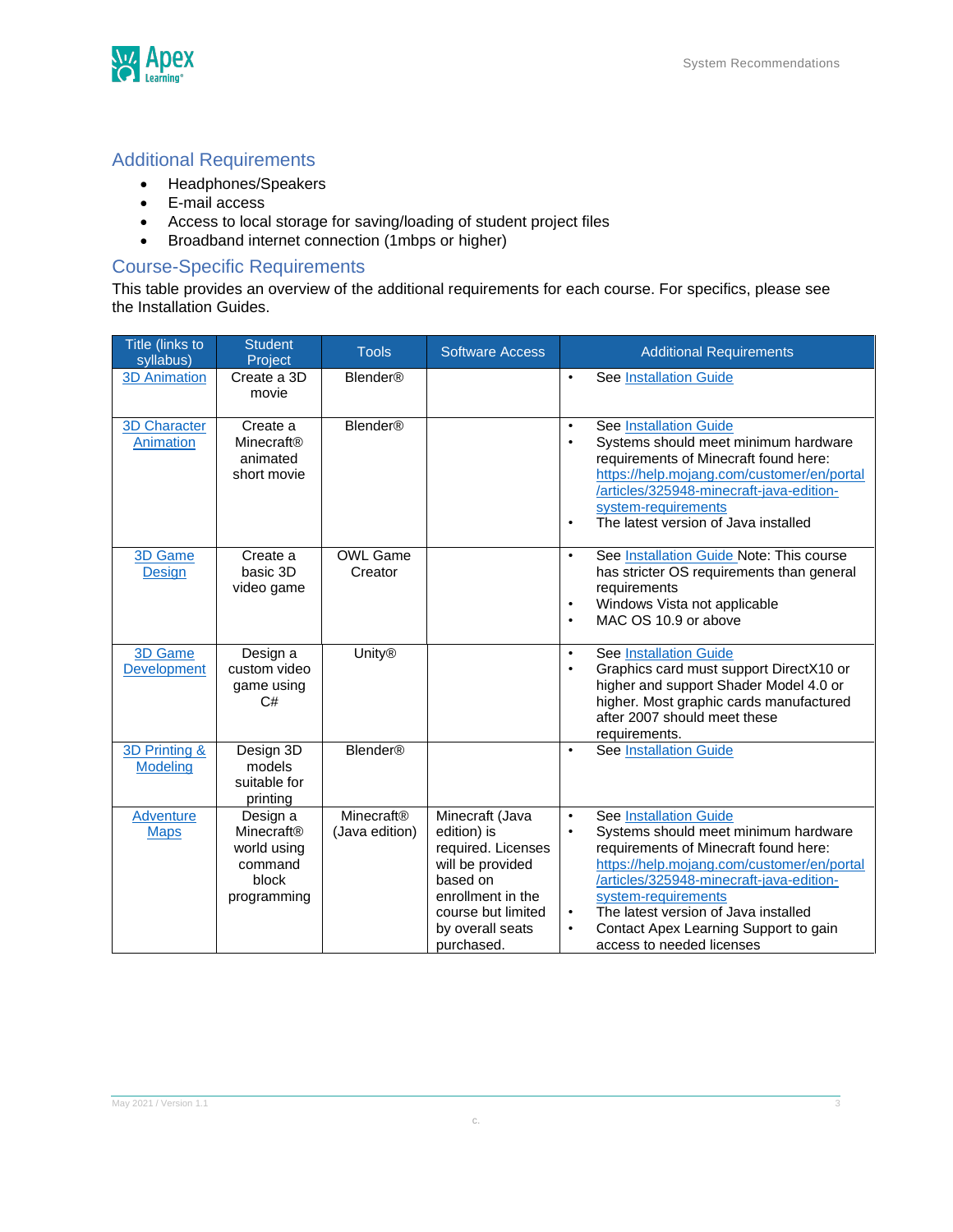## Additional Requirements

- Headphones/Speakers
- E-mail access
- Access to local storage for saving/loading of student project files
- Broadband internet connection (1mbps or higher)

## Course-Specific Requirements

This table provides an overview of the additional requirements for each course. For specifics, please see the Installation Guides.

| Title (links to syllabus) | Student Project | Tools | Software Access | Additional Requirements |
| --- | --- | --- | --- | --- |
| 3D Animation | Create a 3D movie | Blender® | | • See Installation Guide |
| 3D Character Animation | Create a Minecraft® animated short movie | Blender® | | • See Installation Guide<br>• Systems should meet minimum hardware requirements of Minecraft found here: https://help.mojang.com/customer/en/portal/articles/325948-minecraft-java-edition-system-requirements<br>• The latest version of Java installed |
| 3D Game Design | Create a basic 3D video game | OWL Game Creator | | • See Installation Guide Note: This course has stricter OS requirements than general requirements<br>• Windows Vista not applicable<br>• MAC OS 10.9 or above |
| 3D Game Development | Design a custom video game using C# | Unity® | | • See Installation Guide<br>• Graphics card must support DirectX10 or higher and support Shader Model 4.0 or higher. Most graphic cards manufactured after 2007 should meet these requirements. |
| 3D Printing & Modeling | Design 3D models suitable for printing | Blender® | | • See Installation Guide |
| Adventure Maps | Design a Minecraft® world using command block programming | Minecraft® (Java edition) | Minecraft (Java edition) is required. Licenses will be provided based on enrollment in the course but limited by overall seats purchased. | • See Installation Guide<br>• Systems should meet minimum hardware requirements of Minecraft found here: https://help.mojang.com/customer/en/portal/articles/325948-minecraft-java-edition-system-requirements<br>• The latest version of Java installed<br>• Contact Apex Learning Support to gain access to needed licenses |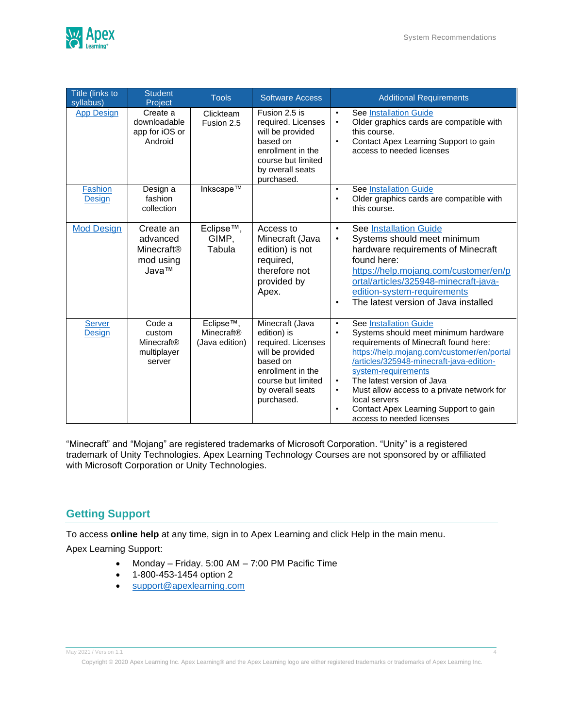| Title (links to syllabus) | Student Project | Tools | Software Access | Additional Requirements |
|---|---|---|---|---|
| App Design | Create a downloadable app for iOS or Android | Clickteam Fusion 2.5 | Fusion 2.5 is required. Licenses will be provided based on enrollment in the course but limited by overall seats purchased. | • See Installation Guide<br>• Older graphics cards are compatible with this course.<br>• Contact Apex Learning Support to gain access to needed licenses |
| Fashion Design | Design a fashion collection | Inkscape™ | | • See Installation Guide<br>• Older graphics cards are compatible with this course. |
| Mod Design | Create an advanced Minecraft® mod using Java™ | Eclipse™, GIMP, Tabula | Access to Minecraft (Java edition) is not required, therefore not provided by Apex. | • See Installation Guide<br>• Systems should meet minimum hardware requirements of Minecraft found here: https://help.mojang.com/customer/en/portal/articles/325948-minecraft-java-edition-system-requirements<br>• The latest version of Java installed |
| Server Design | Code a custom Minecraft® multiplayer server | Eclipse™, Minecraft® (Java edition) | Minecraft (Java edition) is required. Licenses will be provided based on enrollment in the course but limited by overall seats purchased. | • See Installation Guide<br>• Systems should meet minimum hardware requirements of Minecraft found here: https://help.mojang.com/customer/en/portal/articles/325948-minecraft-java-edition-system-requirements<br>• The latest version of Java<br>• Must allow access to a private network for local servers<br>• Contact Apex Learning Support to gain access to needed licenses |

"Minecraft" and "Mojang" are registered trademarks of Microsoft Corporation. "Unity" is a registered trademark of Unity Technologies. Apex Learning Technology Courses are not sponsored by or affiliated with Microsoft Corporation or Unity Technologies.

## Getting Support

To access **online help** at any time, sign in to Apex Learning and click Help in the main menu.

Apex Learning Support:

- Monday – Friday. 5:00 AM – 7:00 PM Pacific Time
- 1-800-453-1454 option 2
- support@apexlearning.com